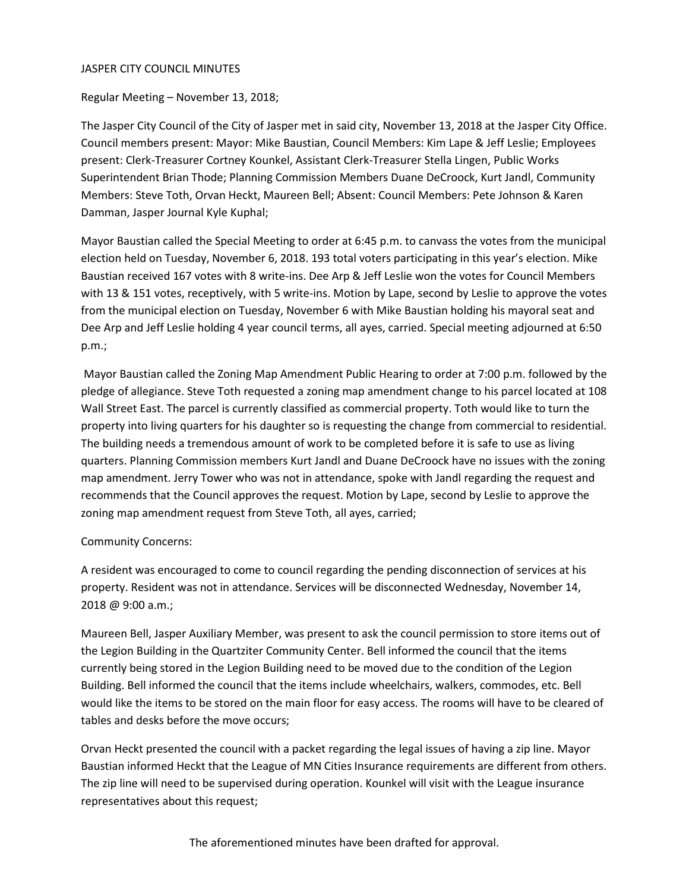JASPER CITY COUNCIL MINUTES

Regular Meeting – November 13, 2018;

The Jasper City Council of the City of Jasper met in said city, November 13, 2018 at the Jasper City Office. Council members present: Mayor: Mike Baustian, Council Members: Kim Lape & Jeff Leslie; Employees present: Clerk-Treasurer Cortney Kounkel, Assistant Clerk-Treasurer Stella Lingen, Public Works Superintendent Brian Thode; Planning Commission Members Duane DeCroock, Kurt Jandl, Community Members: Steve Toth, Orvan Heckt, Maureen Bell; Absent: Council Members: Pete Johnson & Karen Damman, Jasper Journal Kyle Kuphal;

Mayor Baustian called the Special Meeting to order at 6:45 p.m. to canvass the votes from the municipal election held on Tuesday, November 6, 2018. 193 total voters participating in this year's election. Mike Baustian received 167 votes with 8 write-ins. Dee Arp & Jeff Leslie won the votes for Council Members with 13 & 151 votes, receptively, with 5 write-ins. Motion by Lape, second by Leslie to approve the votes from the municipal election on Tuesday, November 6 with Mike Baustian holding his mayoral seat and Dee Arp and Jeff Leslie holding 4 year council terms, all ayes, carried. Special meeting adjourned at 6:50 p.m.;

Mayor Baustian called the Zoning Map Amendment Public Hearing to order at 7:00 p.m. followed by the pledge of allegiance. Steve Toth requested a zoning map amendment change to his parcel located at 108 Wall Street East. The parcel is currently classified as commercial property. Toth would like to turn the property into living quarters for his daughter so is requesting the change from commercial to residential. The building needs a tremendous amount of work to be completed before it is safe to use as living quarters. Planning Commission members Kurt Jandl and Duane DeCroock have no issues with the zoning map amendment. Jerry Tower who was not in attendance, spoke with Jandl regarding the request and recommends that the Council approves the request. Motion by Lape, second by Leslie to approve the zoning map amendment request from Steve Toth, all ayes, carried;

Community Concerns:

A resident was encouraged to come to council regarding the pending disconnection of services at his property. Resident was not in attendance. Services will be disconnected Wednesday, November 14, 2018 @ 9:00 a.m.;

Maureen Bell, Jasper Auxiliary Member, was present to ask the council permission to store items out of the Legion Building in the Quartziter Community Center. Bell informed the council that the items currently being stored in the Legion Building need to be moved due to the condition of the Legion Building. Bell informed the council that the items include wheelchairs, walkers, commodes, etc. Bell would like the items to be stored on the main floor for easy access. The rooms will have to be cleared of tables and desks before the move occurs;

Orvan Heckt presented the council with a packet regarding the legal issues of having a zip line. Mayor Baustian informed Heckt that the League of MN Cities Insurance requirements are different from others. The zip line will need to be supervised during operation. Kounkel will visit with the League insurance representatives about this request;

The aforementioned minutes have been drafted for approval.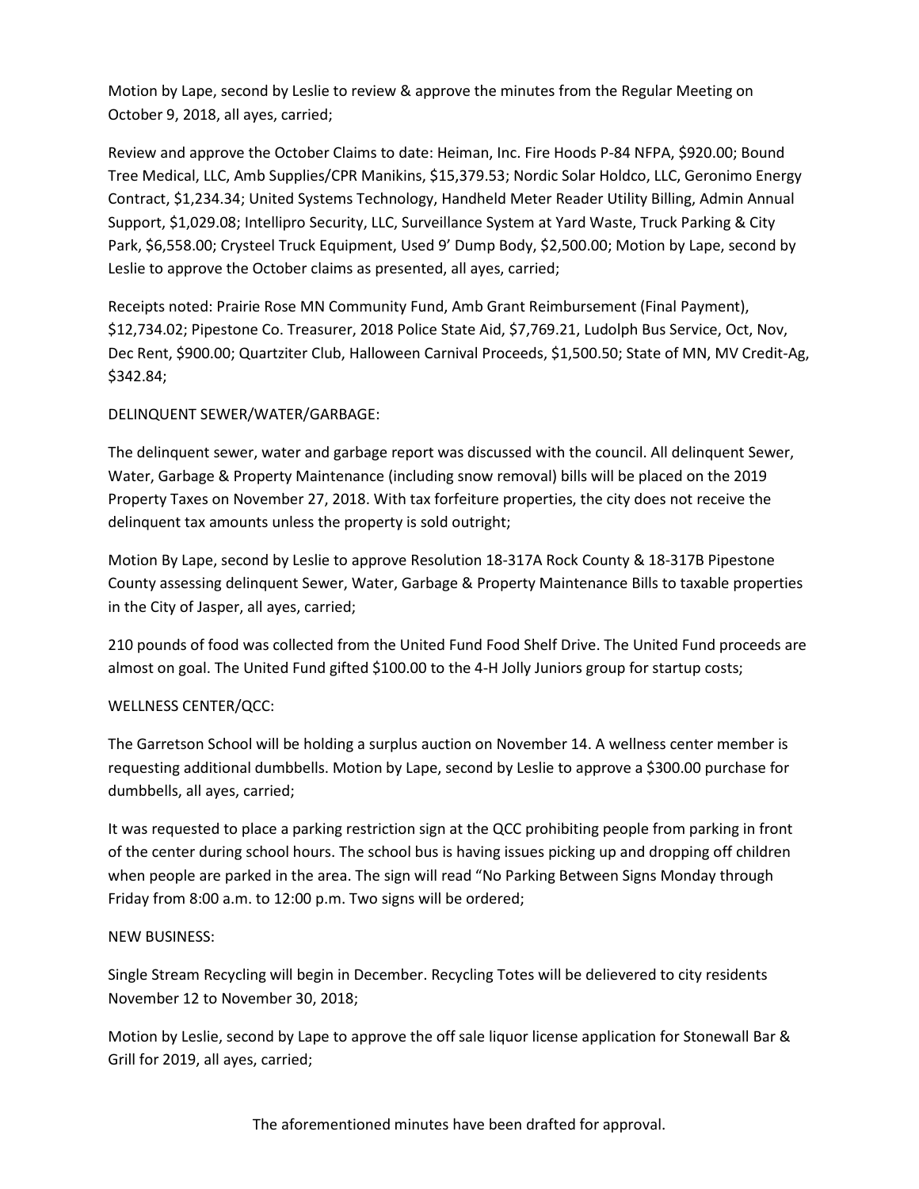Motion by Lape, second by Leslie to review & approve the minutes from the Regular Meeting on October 9, 2018, all ayes, carried;

Review and approve the October Claims to date: Heiman, Inc. Fire Hoods P-84 NFPA, $920.00; Bound Tree Medical, LLC, Amb Supplies/CPR Manikins, $15,379.53; Nordic Solar Holdco, LLC, Geronimo Energy Contract, $1,234.34; United Systems Technology, Handheld Meter Reader Utility Billing, Admin Annual Support, $1,029.08; Intellipro Security, LLC, Surveillance System at Yard Waste, Truck Parking & City Park, $6,558.00; Crysteel Truck Equipment, Used 9' Dump Body, $2,500.00; Motion by Lape, second by Leslie to approve the October claims as presented, all ayes, carried;

Receipts noted: Prairie Rose MN Community Fund, Amb Grant Reimbursement (Final Payment), $12,734.02; Pipestone Co. Treasurer, 2018 Police State Aid, $7,769.21, Ludolph Bus Service, Oct, Nov, Dec Rent, $900.00; Quartziter Club, Halloween Carnival Proceeds, $1,500.50; State of MN, MV Credit-Ag, $342.84;

DELINQUENT SEWER/WATER/GARBAGE:

The delinquent sewer, water and garbage report was discussed with the council. All delinquent Sewer, Water, Garbage & Property Maintenance (including snow removal) bills will be placed on the 2019 Property Taxes on November 27, 2018. With tax forfeiture properties, the city does not receive the delinquent tax amounts unless the property is sold outright;

Motion By Lape, second by Leslie to approve Resolution 18-317A Rock County & 18-317B Pipestone County assessing delinquent Sewer, Water, Garbage & Property Maintenance Bills to taxable properties in the City of Jasper, all ayes, carried;

210 pounds of food was collected from the United Fund Food Shelf Drive. The United Fund proceeds are almost on goal. The United Fund gifted $100.00 to the 4-H Jolly Juniors group for startup costs;

WELLNESS CENTER/QCC:

The Garretson School will be holding a surplus auction on November 14. A wellness center member is requesting additional dumbbells. Motion by Lape, second by Leslie to approve a $300.00 purchase for dumbbells, all ayes, carried;

It was requested to place a parking restriction sign at the QCC prohibiting people from parking in front of the center during school hours. The school bus is having issues picking up and dropping off children when people are parked in the area. The sign will read "No Parking Between Signs Monday through Friday from 8:00 a.m. to 12:00 p.m. Two signs will be ordered;

NEW BUSINESS:

Single Stream Recycling will begin in December. Recycling Totes will be delievered to city residents November 12 to November 30, 2018;

Motion by Leslie, second by Lape to approve the off sale liquor license application for Stonewall Bar & Grill for 2019, all ayes, carried;

The aforementioned minutes have been drafted for approval.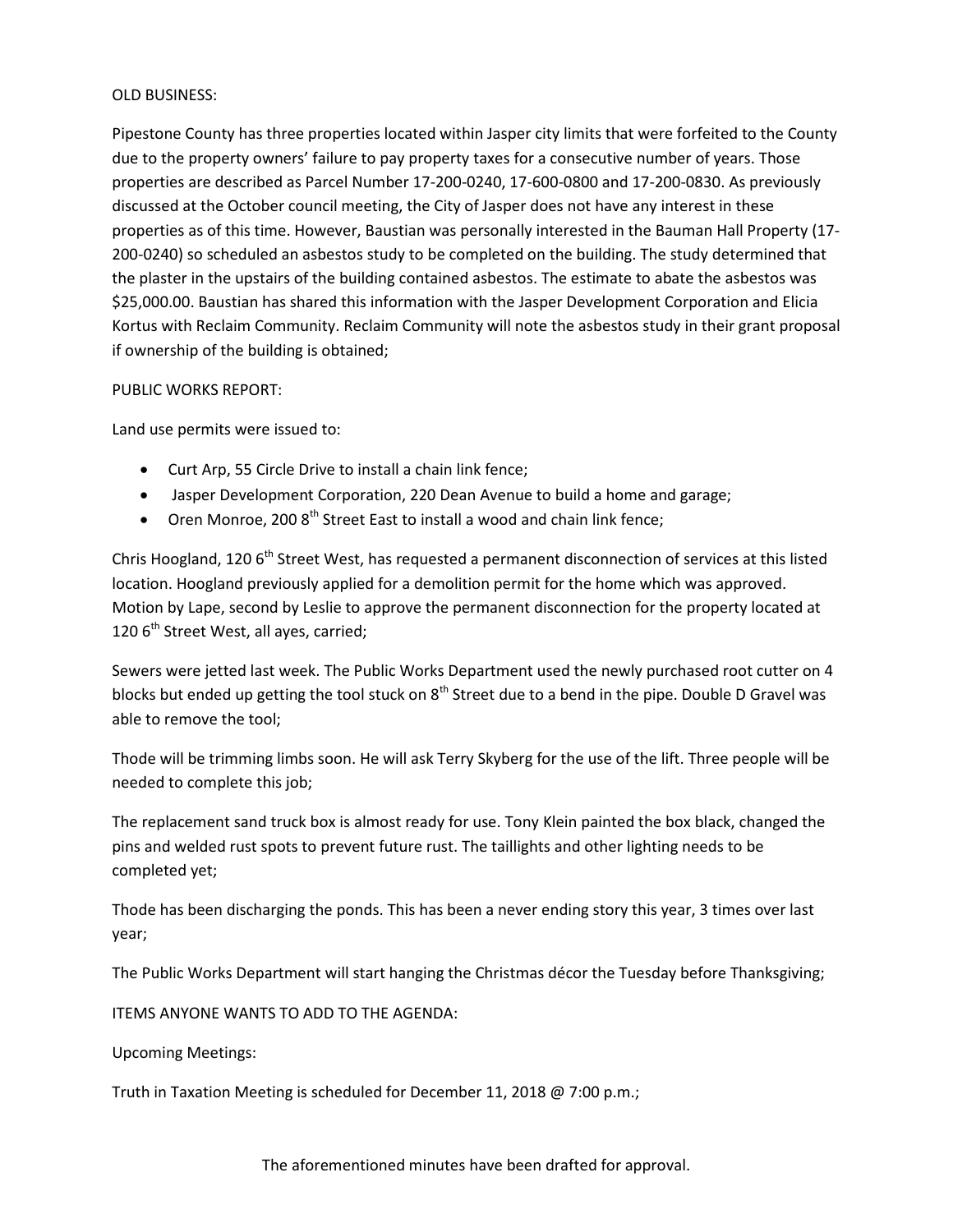OLD BUSINESS:

Pipestone County has three properties located within Jasper city limits that were forfeited to the County due to the property owners' failure to pay property taxes for a consecutive number of years. Those properties are described as Parcel Number 17-200-0240, 17-600-0800 and 17-200-0830. As previously discussed at the October council meeting, the City of Jasper does not have any interest in these properties as of this time. However, Baustian was personally interested in the Bauman Hall Property (17-200-0240) so scheduled an asbestos study to be completed on the building. The study determined that the plaster in the upstairs of the building contained asbestos. The estimate to abate the asbestos was $25,000.00. Baustian has shared this information with the Jasper Development Corporation and Elicia Kortus with Reclaim Community. Reclaim Community will note the asbestos study in their grant proposal if ownership of the building is obtained;

PUBLIC WORKS REPORT:

Land use permits were issued to:

- Curt Arp, 55 Circle Drive to install a chain link fence;
- Jasper Development Corporation, 220 Dean Avenue to build a home and garage;
- Oren Monroe, 200 8th Street East to install a wood and chain link fence;

Chris Hoogland, 120 6th Street West, has requested a permanent disconnection of services at this listed location. Hoogland previously applied for a demolition permit for the home which was approved. Motion by Lape, second by Leslie to approve the permanent disconnection for the property located at 120 6th Street West, all ayes, carried;

Sewers were jetted last week. The Public Works Department used the newly purchased root cutter on 4 blocks but ended up getting the tool stuck on 8th Street due to a bend in the pipe. Double D Gravel was able to remove the tool;

Thode will be trimming limbs soon. He will ask Terry Skyberg for the use of the lift. Three people will be needed to complete this job;

The replacement sand truck box is almost ready for use. Tony Klein painted the box black, changed the pins and welded rust spots to prevent future rust. The taillights and other lighting needs to be completed yet;

Thode has been discharging the ponds. This has been a never ending story this year, 3 times over last year;

The Public Works Department will start hanging the Christmas décor the Tuesday before Thanksgiving;

ITEMS ANYONE WANTS TO ADD TO THE AGENDA:

Upcoming Meetings:

Truth in Taxation Meeting is scheduled for December 11, 2018 @ 7:00 p.m.;

The aforementioned minutes have been drafted for approval.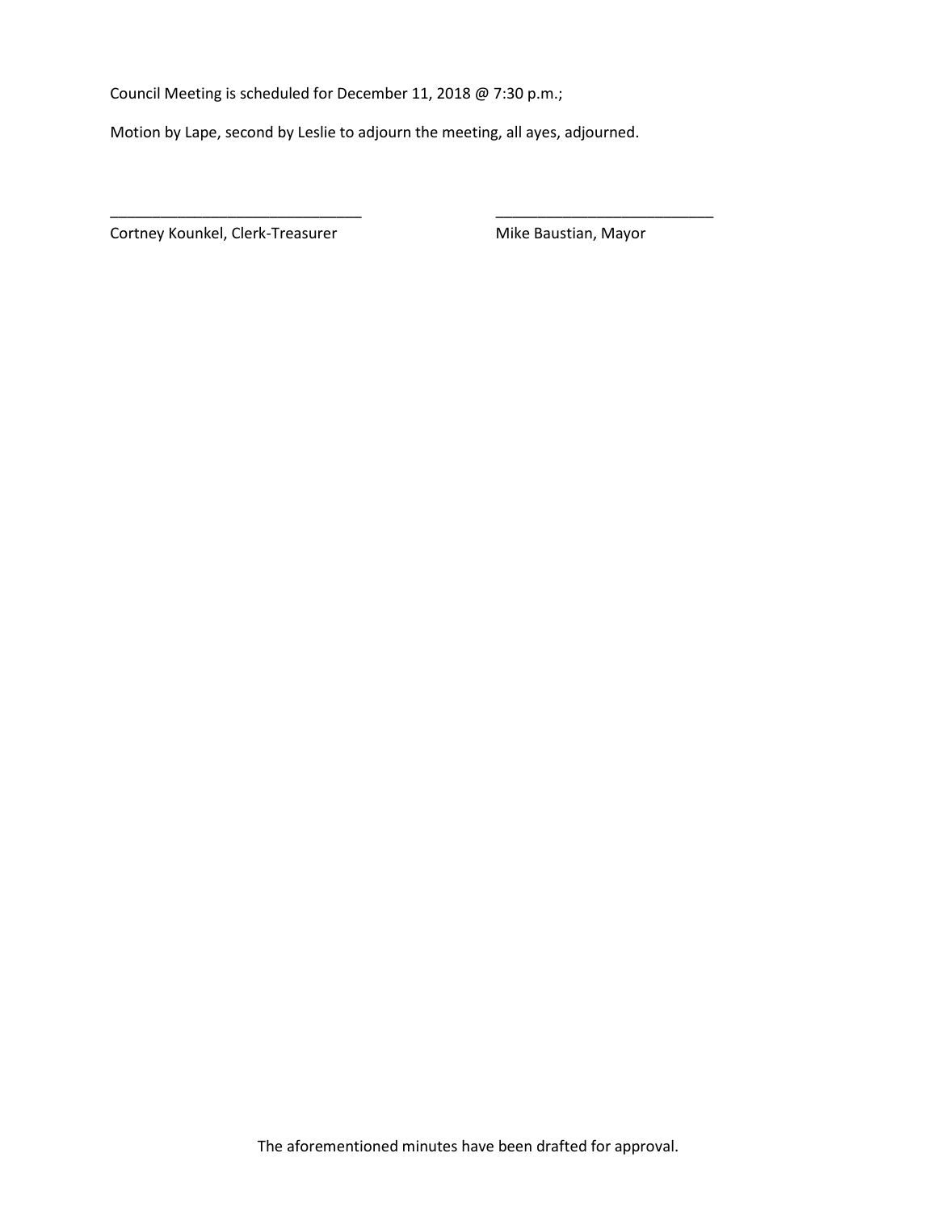Council Meeting is scheduled for December 11, 2018 @ 7:30 p.m.;

Motion by Lape, second by Leslie to adjourn the meeting, all ayes, adjourned.

_______________________________ _______________________________

Cortney Kounkel, Clerk-Treasurer Mike Baustian, Mayor

The aforementioned minutes have been drafted for approval.